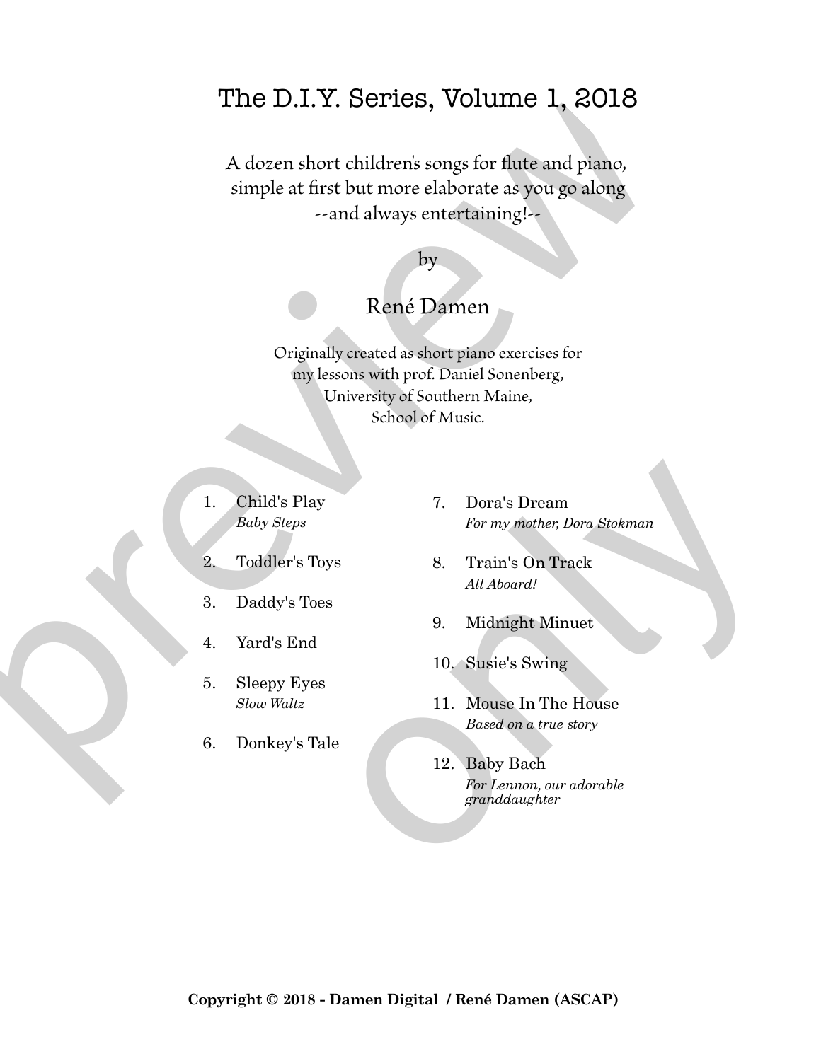# The D.I.Y. Series, Volume 1, 2018

A dozen short children's songs for flute and piano,
simple at first but more elaborate as you go along
--and always entertaining!--

by

## René Damen

Originally created as short piano exercises for
my lessons with prof. Daniel Sonenberg,
University of Southern Maine,
School of Music.

1. Child's Play
   *Baby Steps*
2. Toddler's Toys
3. Daddy's Toes
4. Yard's End
5. Sleepy Eyes
   *Slow Waltz*
6. Donkey's Tale
7. Dora's Dream
   *For my mother, Dora Stokman*
8. Train's On Track
   *All Aboard!*
9. Midnight Minuet
10. Susie's Swing
11. Mouse In The House
    *Based on a true story*
12. Baby Bach
    *For Lennon, our adorable granddaughter*

**Copyright © 2018 - Damen Digital / René Damen (ASCAP)**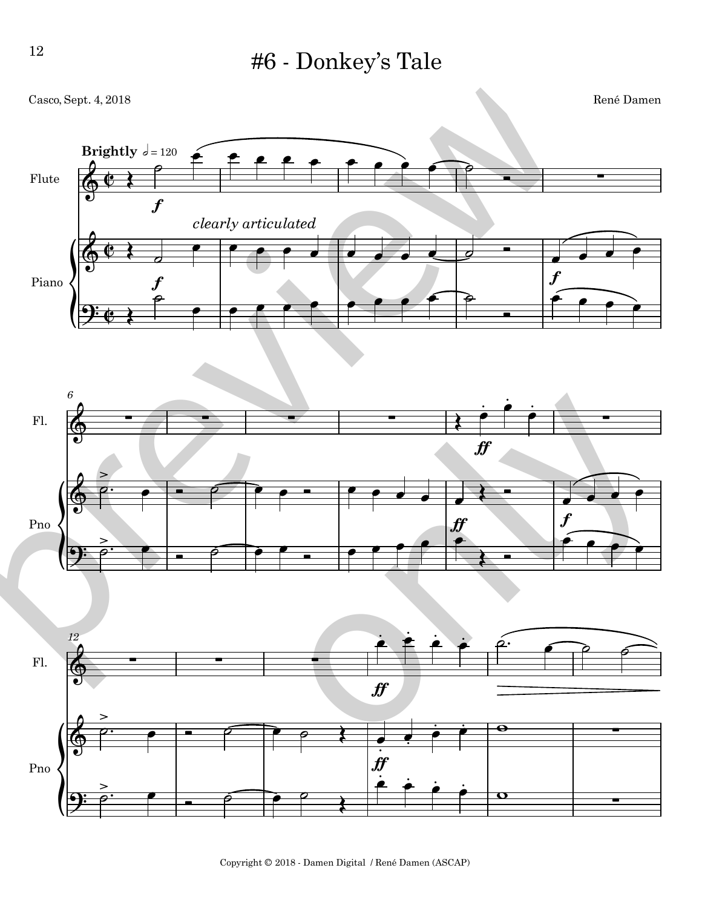# #6 - Donkey's Tale

Casco, Sept. 4, 2018

René Damen

Copyright © 2018 - Damen Digital / René Damen (ASCAP)